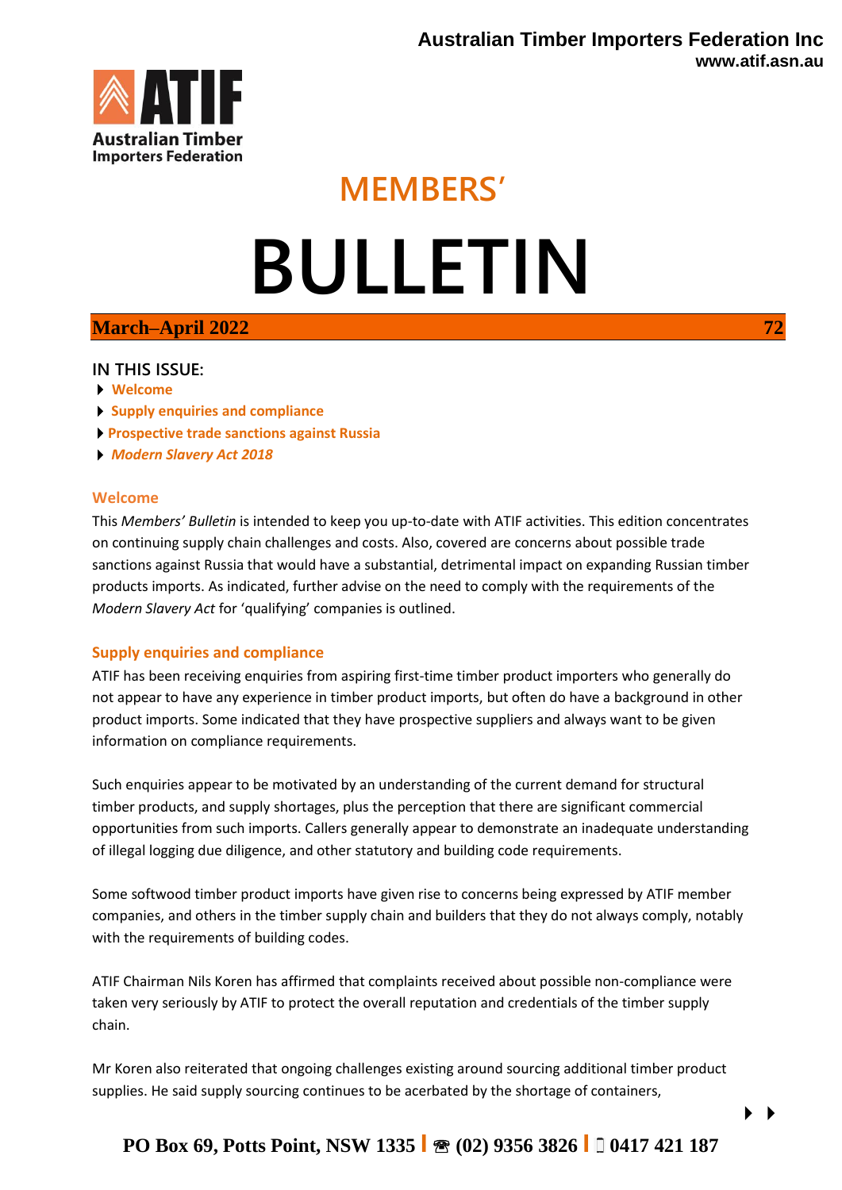**Australian Timber Importers Federation Inc**
**www.atif.asn.au**

ATIF
Australian Timber Importers Federation

# MEMBERS'

# BULLETIN

**March–April 2022** **72**

## IN THIS ISSUE:

- Welcome
- Supply enquiries and compliance
- Prospective trade sanctions against Russia
- *Modern Slavery Act 2018*

## Welcome

This *Members' Bulletin* is intended to keep you up-to-date with ATIF activities. This edition concentrates on continuing supply chain challenges and costs. Also, covered are concerns about possible trade sanctions against Russia that would have a substantial, detrimental impact on expanding Russian timber products imports. As indicated, further advise on the need to comply with the requirements of the *Modern Slavery Act* for 'qualifying' companies is outlined.

## Supply enquiries and compliance

ATIF has been receiving enquiries from aspiring first-time timber product importers who generally do not appear to have any experience in timber product imports, but often do have a background in other product imports. Some indicated that they have prospective suppliers and always want to be given information on compliance requirements.

Such enquiries appear to be motivated by an understanding of the current demand for structural timber products, and supply shortages, plus the perception that there are significant commercial opportunities from such imports. Callers generally appear to demonstrate an inadequate understanding of illegal logging due diligence, and other statutory and building code requirements.

Some softwood timber product imports have given rise to concerns being expressed by ATIF member companies, and others in the timber supply chain and builders that they do not always comply, notably with the requirements of building codes.

ATIF Chairman Nils Koren has affirmed that complaints received about possible non-compliance were taken very seriously by ATIF to protect the overall reputation and credentials of the timber supply chain.

Mr Koren also reiterated that ongoing challenges existing around sourcing additional timber product supplies. He said supply sourcing continues to be acerbated by the shortage of containers,

**PO Box 69, Potts Point, NSW 1335 | ☎ (02) 9356 3826 | 0417 421 187**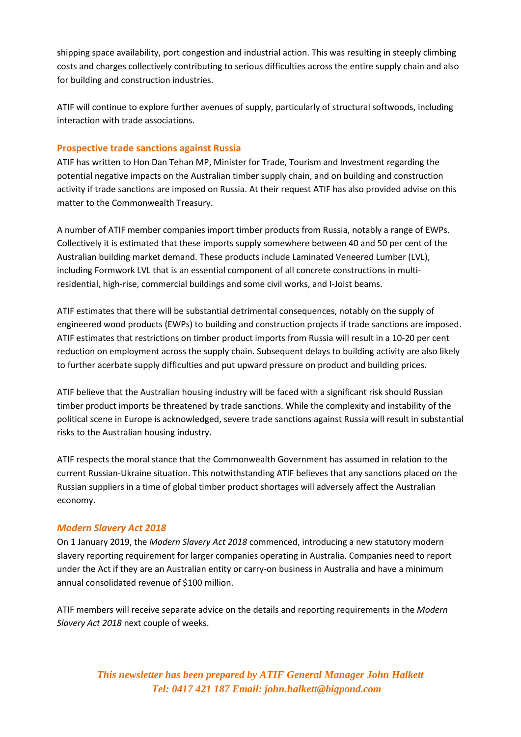shipping space availability, port congestion and industrial action. This was resulting in steeply climbing costs and charges collectively contributing to serious difficulties across the entire supply chain and also for building and construction industries.

ATIF will continue to explore further avenues of supply, particularly of structural softwoods, including interaction with trade associations.

### Prospective trade sanctions against Russia

ATIF has written to Hon Dan Tehan MP, Minister for Trade, Tourism and Investment regarding the potential negative impacts on the Australian timber supply chain, and on building and construction activity if trade sanctions are imposed on Russia. At their request ATIF has also provided advise on this matter to the Commonwealth Treasury.

A number of ATIF member companies import timber products from Russia, notably a range of EWPs. Collectively it is estimated that these imports supply somewhere between 40 and 50 per cent of the Australian building market demand. These products include Laminated Veneered Lumber (LVL), including Formwork LVL that is an essential component of all concrete constructions in multi-residential, high-rise, commercial buildings and some civil works, and I-Joist beams.

ATIF estimates that there will be substantial detrimental consequences, notably on the supply of engineered wood products (EWPs) to building and construction projects if trade sanctions are imposed. ATIF estimates that restrictions on timber product imports from Russia will result in a 10-20 per cent reduction on employment across the supply chain. Subsequent delays to building activity are also likely to further acerbate supply difficulties and put upward pressure on product and building prices.

ATIF believe that the Australian housing industry will be faced with a significant risk should Russian timber product imports be threatened by trade sanctions. While the complexity and instability of the political scene in Europe is acknowledged, severe trade sanctions against Russia will result in substantial risks to the Australian housing industry.

ATIF respects the moral stance that the Commonwealth Government has assumed in relation to the current Russian-Ukraine situation. This notwithstanding ATIF believes that any sanctions placed on the Russian suppliers in a time of global timber product shortages will adversely affect the Australian economy.

### *Modern Slavery Act 2018*

On 1 January 2019, the *Modern Slavery Act 2018* commenced, introducing a new statutory modern slavery reporting requirement for larger companies operating in Australia. Companies need to report under the Act if they are an Australian entity or carry-on business in Australia and have a minimum annual consolidated revenue of $100 million.

ATIF members will receive separate advice on the details and reporting requirements in the *Modern Slavery Act 2018* next couple of weeks.

***This newsletter has been prepared by ATIF General Manager John Halkett***
***Tel: 0417 421 187 Email: john.halkett@bigpond.com***